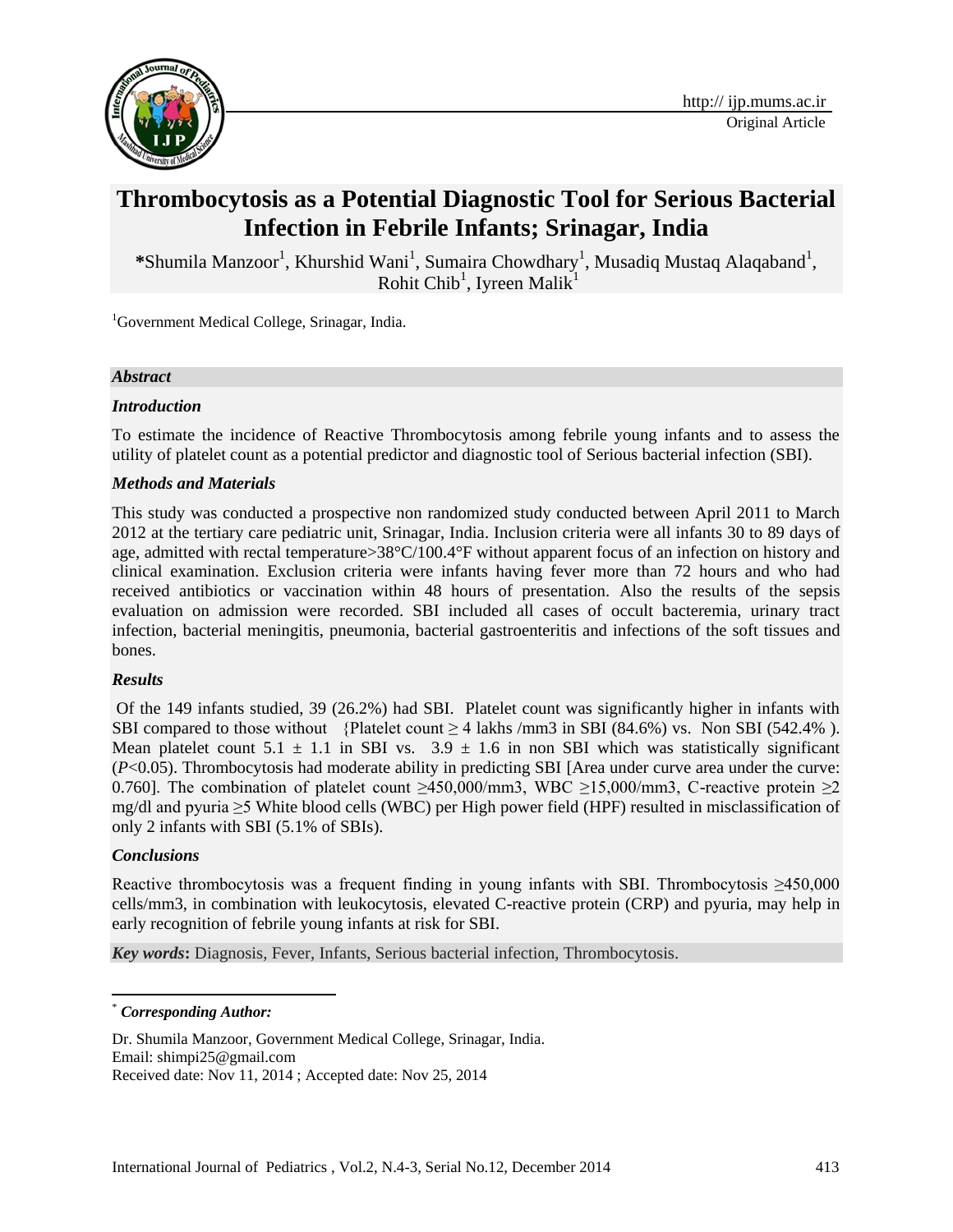Original Article

# Thrombocytosis as a Potential Diagnostic Tool for Serious Bacterial Infection in Febrile Infants; Srinagar, India

*Shumila Manzoor[1], Khurshid Wani[1], Sumaira Chowdhary[1], Musadiq Mustaq Alaqaband[1], Rohit Chib[1], Iyreen Malik[1]

[1]Government Medical College, Srinagar, India.

### *Abstract*

#### *Introduction*

To estimate the incidence of Reactive Thrombocytosis among febrile young infants and to assess the utility of platelet count as a potential predictor and diagnostic tool of Serious bacterial infection (SBI).

#### *Methods and Materials*

This study was conducted a prospective non randomized study conducted between April 2011 to March 2012 at the tertiary care pediatric unit, Srinagar, India. Inclusion criteria were all infants 30 to 89 days of age, admitted with rectal temperature>38°C/100.4°F without apparent focus of an infection on history and clinical examination. Exclusion criteria were infants having fever more than 72 hours and who had received antibiotics or vaccination within 48 hours of presentation. Also the results of the sepsis evaluation on admission were recorded. SBI included all cases of occult bacteremia, urinary tract infection, bacterial meningitis, pneumonia, bacterial gastroenteritis and infections of the soft tissues and bones.

#### *Results*

Of the 149 infants studied, 39 (26.2%) had SBI. Platelet count was significantly higher in infants with SBI compared to those without {Platelet count ≥ 4 lakhs /mm3 in SBI (84.6%) vs. Non SBI (542.4% ). Mean platelet count 5.1 ± 1.1 in SBI vs. 3.9 ± 1.6 in non SBI which was statistically significant ($P<0.05$). Thrombocytosis had moderate ability in predicting SBI [Area under curve area under the curve: 0.760]. The combination of platelet count ≥450,000/mm3, WBC ≥15,000/mm3, C-reactive protein ≥2 mg/dl and pyuria ≥5 White blood cells (WBC) per High power field (HPF) resulted in misclassification of only 2 infants with SBI (5.1% of SBIs).

#### *Conclusions*

Reactive thrombocytosis was a frequent finding in young infants with SBI. Thrombocytosis ≥450,000 cells/mm3, in combination with leukocytosis, elevated C-reactive protein (CRP) and pyuria, may help in early recognition of febrile young infants at risk for SBI.

***Key words*:** Diagnosis, Fever, Infants, Serious bacterial infection, Thrombocytosis.

---

\* ***Corresponding Author:***

Dr. Shumila Manzoor, Government Medical College, Srinagar, India.
Email: shimpi25@gmail.com
Received date: Nov 11, 2014 ; Accepted date: Nov 25, 2014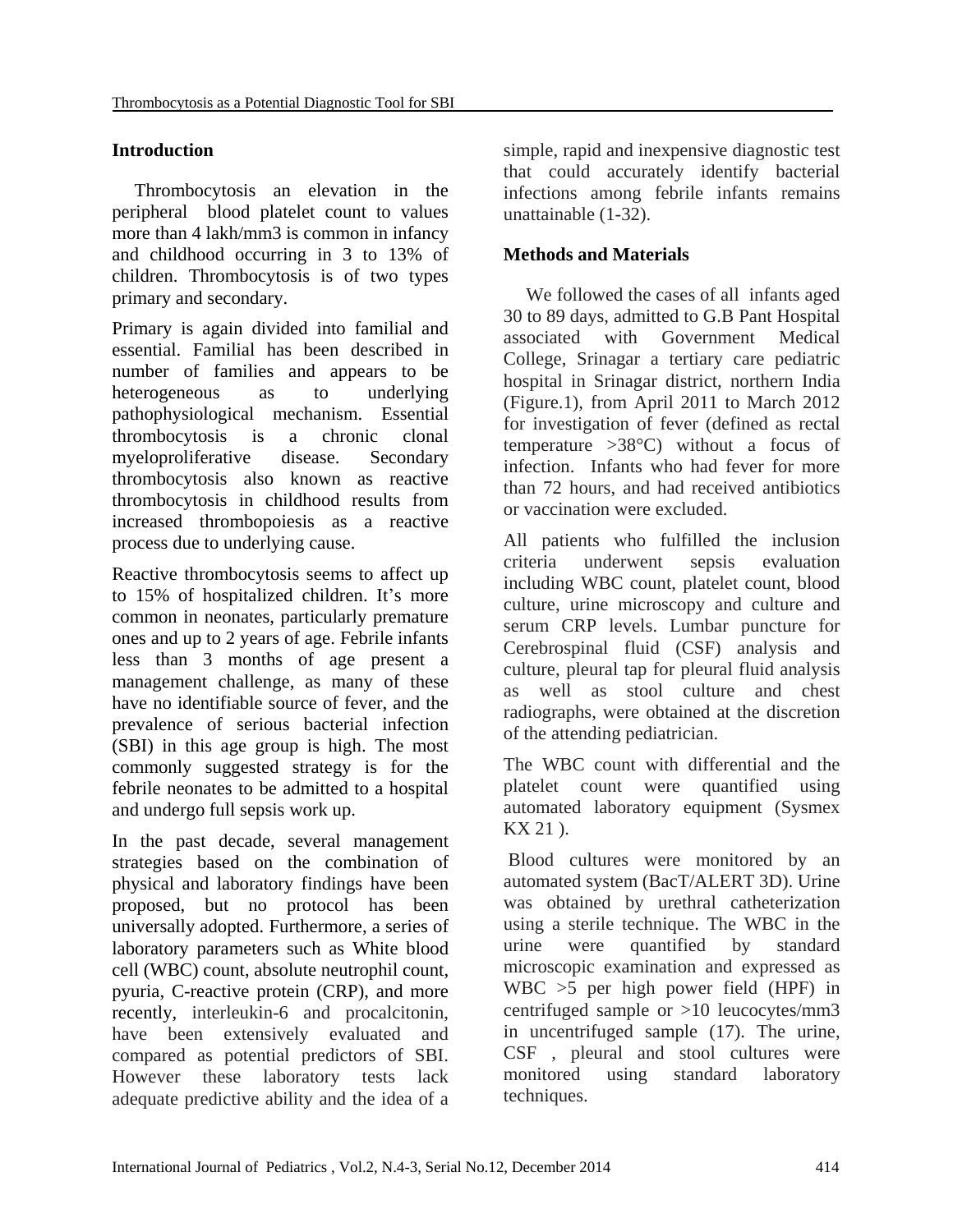## Introduction

Thrombocytosis an elevation in the peripheral blood platelet count to values more than 4 lakh/mm3 is common in infancy and childhood occurring in 3 to 13% of children. Thrombocytosis is of two types primary and secondary.

Primary is again divided into familial and essential. Familial has been described in number of families and appears to be heterogeneous as to underlying pathophysiological mechanism. Essential thrombocytosis is a chronic clonal myeloproliferative disease. Secondary thrombocytosis also known as reactive thrombocytosis in childhood results from increased thrombopoiesis as a reactive process due to underlying cause.

Reactive thrombocytosis seems to affect up to 15% of hospitalized children. It's more common in neonates, particularly premature ones and up to 2 years of age. Febrile infants less than 3 months of age present a management challenge, as many of these have no identifiable source of fever, and the prevalence of serious bacterial infection (SBI) in this age group is high. The most commonly suggested strategy is for the febrile neonates to be admitted to a hospital and undergo full sepsis work up.

In the past decade, several management strategies based on the combination of physical and laboratory findings have been proposed, but no protocol has been universally adopted. Furthermore, a series of laboratory parameters such as White blood cell (WBC) count, absolute neutrophil count, pyuria, C-reactive protein (CRP), and more recently, interleukin-6 and procalcitonin, have been extensively evaluated and compared as potential predictors of SBI. However these laboratory tests lack adequate predictive ability and the idea of a simple, rapid and inexpensive diagnostic test that could accurately identify bacterial infections among febrile infants remains unattainable (1-32).

## Methods and Materials

We followed the cases of all infants aged 30 to 89 days, admitted to G.B Pant Hospital associated with Government Medical College, Srinagar a tertiary care pediatric hospital in Srinagar district, northern India (Figure.1), from April 2011 to March 2012 for investigation of fever (defined as rectal temperature >38°C) without a focus of infection. Infants who had fever for more than 72 hours, and had received antibiotics or vaccination were excluded.

All patients who fulfilled the inclusion criteria underwent sepsis evaluation including WBC count, platelet count, blood culture, urine microscopy and culture and serum CRP levels. Lumbar puncture for Cerebrospinal fluid (CSF) analysis and culture, pleural tap for pleural fluid analysis as well as stool culture and chest radiographs, were obtained at the discretion of the attending pediatrician.

The WBC count with differential and the platelet count were quantified using automated laboratory equipment (Sysmex KX 21 ).

Blood cultures were monitored by an automated system (BacT/ALERT 3D). Urine was obtained by urethral catheterization using a sterile technique. The WBC in the urine were quantified by standard microscopic examination and expressed as WBC >5 per high power field (HPF) in centrifuged sample or >10 leucocytes/mm3 in uncentrifuged sample (17). The urine, CSF , pleural and stool cultures were monitored using standard laboratory techniques.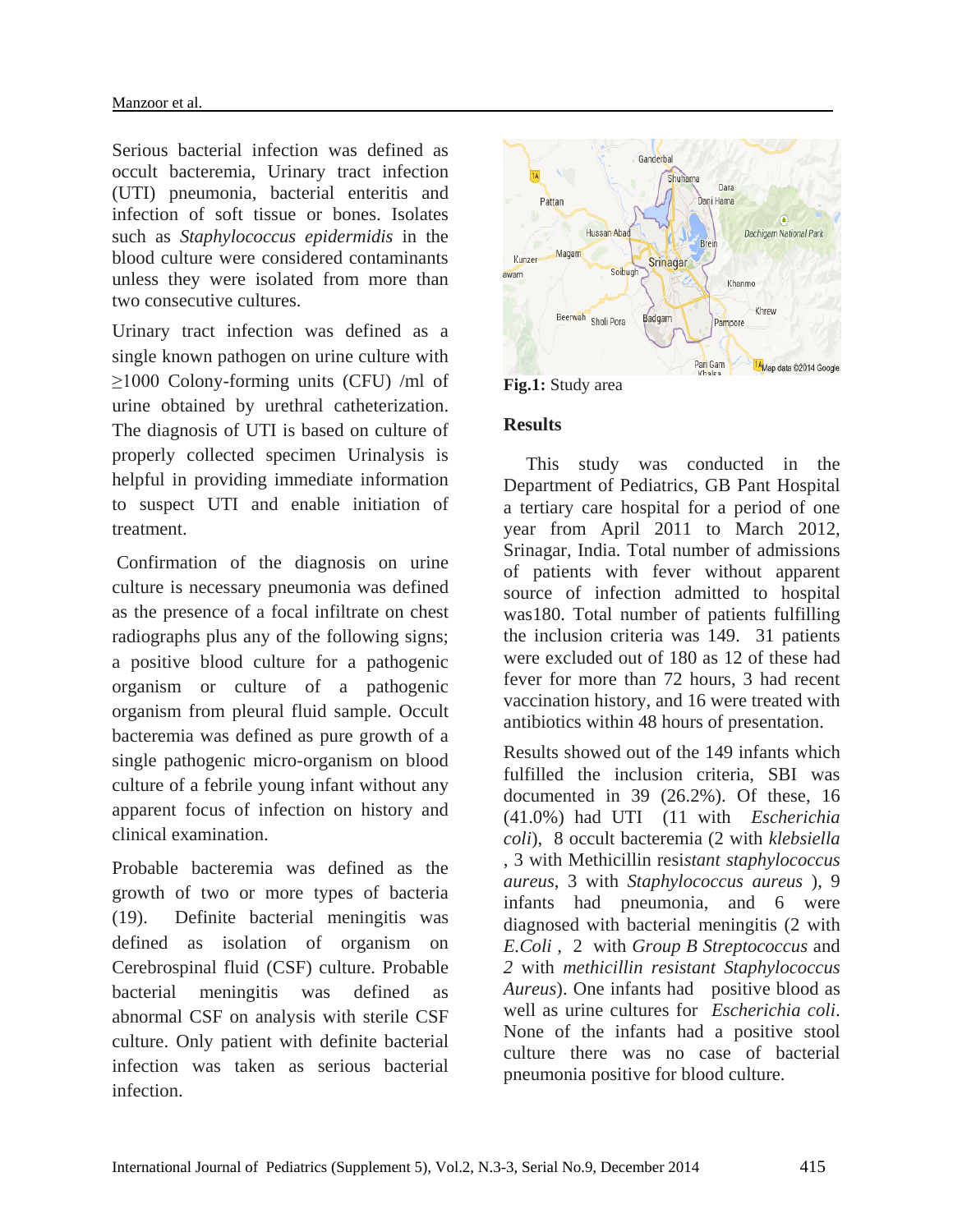Serious bacterial infection was defined as occult bacteremia, Urinary tract infection (UTI) pneumonia, bacterial enteritis and infection of soft tissue or bones. Isolates such as *Staphylococcus epidermidis* in the blood culture were considered contaminants unless they were isolated from more than two consecutive cultures.

Urinary tract infection was defined as a single known pathogen on urine culture with ≥1000 Colony-forming units (CFU) /ml of urine obtained by urethral catheterization. The diagnosis of UTI is based on culture of properly collected specimen Urinalysis is helpful in providing immediate information to suspect UTI and enable initiation of treatment.

Confirmation of the diagnosis on urine culture is necessary pneumonia was defined as the presence of a focal infiltrate on chest radiographs plus any of the following signs; a positive blood culture for a pathogenic organism or culture of a pathogenic organism from pleural fluid sample. Occult bacteremia was defined as pure growth of a single pathogenic micro-organism on blood culture of a febrile young infant without any apparent focus of infection on history and clinical examination.

Probable bacteremia was defined as the growth of two or more types of bacteria (19). Definite bacterial meningitis was defined as isolation of organism on Cerebrospinal fluid (CSF) culture. Probable bacterial meningitis was defined as abnormal CSF on analysis with sterile CSF culture. Only patient with definite bacterial infection was taken as serious bacterial infection.

Ganderbal
Shuhama
Dara
Pattan
Dani Hama
Dachigam National Park
Hussan Abad
Brein
Kunzer
Magam
Srinagar
awam
Soibugh
Khanmo
Khrew
Beerwah
Sholi Pora
Badgam
Pampore
Pari Gam Khalsa
Map data ©2014 Google

**Fig.1:** Study area

## Results

This study was conducted in the Department of Pediatrics, GB Pant Hospital a tertiary care hospital for a period of one year from April 2011 to March 2012, Srinagar, India. Total number of admissions of patients with fever without apparent source of infection admitted to hospital was180. Total number of patients fulfilling the inclusion criteria was 149. 31 patients were excluded out of 180 as 12 of these had fever for more than 72 hours, 3 had recent vaccination history, and 16 were treated with antibiotics within 48 hours of presentation.

Results showed out of the 149 infants which fulfilled the inclusion criteria, SBI was documented in 39 (26.2%). Of these, 16 (41.0%) had UTI (11 with *Escherichia coli*), 8 occult bacteremia (2 with *klebsiella* , 3 with Methicillin resis*tant staphylococcus aureus*, 3 with *Staphylococcus aureus* ), 9 infants had pneumonia, and 6 were diagnosed with bacterial meningitis (2 with *E.Coli* , 2 with *Group B Streptococcus* and *2* with *methicillin resistant Staphylococcus Aureus*). One infants had positive blood as well as urine cultures for *Escherichia coli*. None of the infants had a positive stool culture there was no case of bacterial pneumonia positive for blood culture.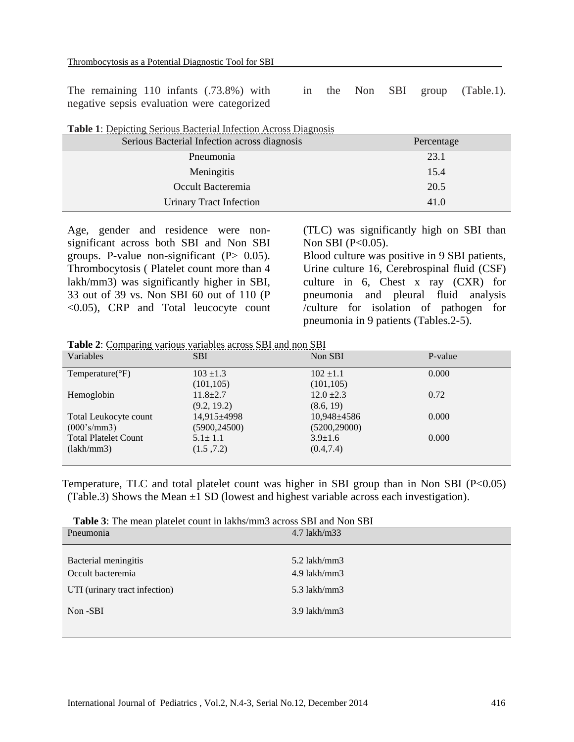The remaining 110 infants (.73.8%) with negative sepsis evaluation were categorized in the Non SBI group (Table.1).

**Table 1**: Depicting Serious Bacterial Infection Across Diagnosis

| Serious Bacterial Infection across diagnosis | Percentage |
|---|---|
| Pneumonia | 23.1 |
| Meningitis | 15.4 |
| Occult Bacteremia | 20.5 |
| Urinary Tract Infection | 41.0 |

Age, gender and residence were non-significant across both SBI and Non SBI groups. P-value non-significant (P> 0.05). Thrombocytosis ( Platelet count more than 4 lakh/mm3) was significantly higher in SBI, 33 out of 39 vs. Non SBI 60 out of 110 (P <0.05), CRP and Total leucocyte count (TLC) was significantly high on SBI than Non SBI (P<0.05).

Blood culture was positive in 9 SBI patients, Urine culture 16, Cerebrospinal fluid (CSF) culture in 6, Chest x ray (CXR) for pneumonia and pleural fluid analysis /culture for isolation of pathogen for pneumonia in 9 patients (Tables.2-5).

**Table 2**: Comparing various variables across SBI and non SBI

| Variables | SBI | Non SBI | P-value |
|---|---|---|---|
| Temperature(°F) | 103 ±1.3 (101,105) | 102 ±1.1 (101,105) | 0.000 |
| Hemoglobin | 11.8±2.7 (9.2, 19.2) | 12.0 ±2.3 (8.6, 19) | 0.72 |
| Total Leukocyte count (000's/mm3) | 14,915±4998 (5900,24500) | 10,948±4586 (5200,29000) | 0.000 |
| Total Platelet Count (lakh/mm3) | 5.1± 1.1 (1.5 ,7.2) | 3.9±1.6 (0.4,7.4) | 0.000 |

Temperature, TLC and total platelet count was higher in SBI group than in Non SBI (P<0.05) (Table.3) Shows the Mean ±1 SD (lowest and highest variable across each investigation).

**Table 3**: The mean platelet count in lakhs/mm3 across SBI and Non SBI

| | |
|---|---|
| Pneumonia | 4.7 lakh/m33 |
| Bacterial meningitis | 5.2 lakh/mm3 |
| Occult bacteremia | 4.9 lakh/mm3 |
| UTI (urinary tract infection) | 5.3 lakh/mm3 |
| Non -SBI | 3.9 lakh/mm3 |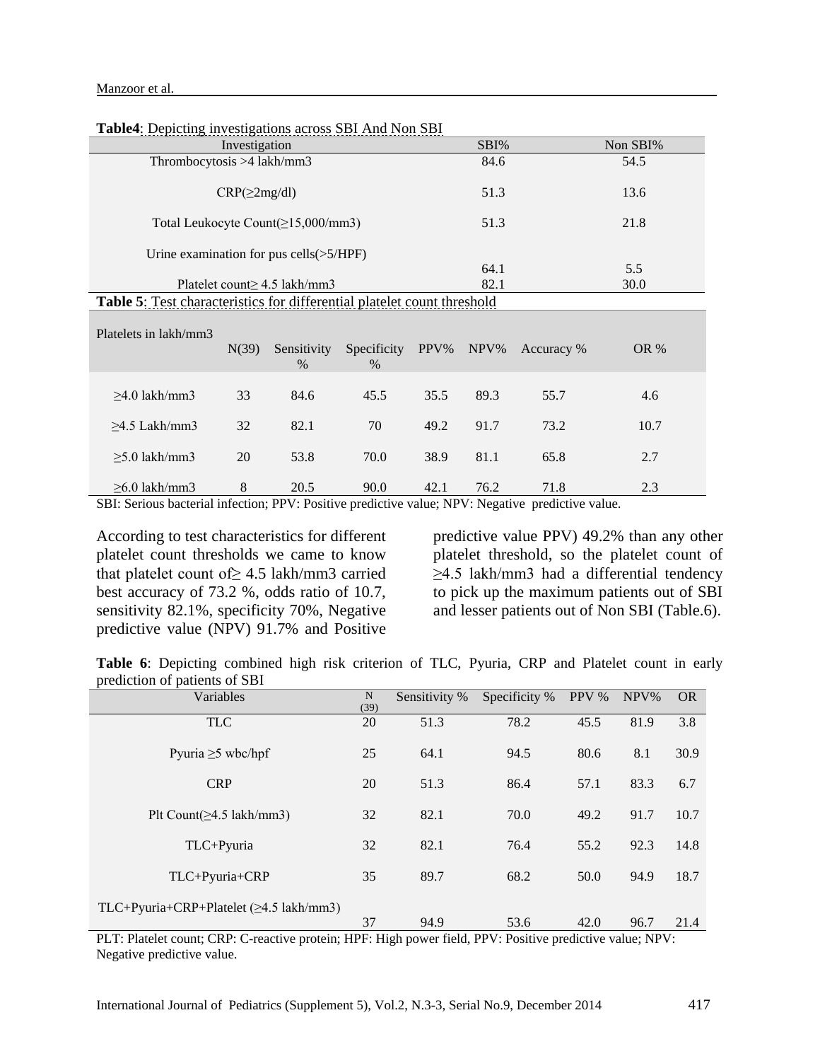**Table4**: Depicting investigations across SBI And Non SBI

| Investigation | SBI% | Non SBI% |
|---|---|---|
| Thrombocytosis >4 lakh/mm3 | 84.6 | 54.5 |
| CRP(≥2mg/dl) | 51.3 | 13.6 |
| Total Leukocyte Count(≥15,000/mm3) | 51.3 | 21.8 |
| Urine examination for pus cells(>5/HPF) | 64.1 | 5.5 |
| Platelet count≥ 4.5 lakh/mm3 | 82.1 | 30.0 |

**Table 5**: Test characteristics for differential platelet count threshold

| Platelets in lakh/mm3 | N(39) | Sensitivity % | Specificity % | PPV% | NPV% | Accuracy % | OR % |
|---|---|---|---|---|---|---|---|
| ≥4.0 lakh/mm3 | 33 | 84.6 | 45.5 | 35.5 | 89.3 | 55.7 | 4.6 |
| ≥4.5 Lakh/mm3 | 32 | 82.1 | 70 | 49.2 | 91.7 | 73.2 | 10.7 |
| ≥5.0 lakh/mm3 | 20 | 53.8 | 70.0 | 38.9 | 81.1 | 65.8 | 2.7 |
| ≥6.0 lakh/mm3 | 8 | 20.5 | 90.0 | 42.1 | 76.2 | 71.8 | 2.3 |

SBI: Serious bacterial infection; PPV: Positive predictive value; NPV: Negative predictive value.

According to test characteristics for different platelet count thresholds we came to know that platelet count of≥ 4.5 lakh/mm3 carried best accuracy of 73.2 %, odds ratio of 10.7, sensitivity 82.1%, specificity 70%, Negative predictive value (NPV) 91.7% and Positive predictive value PPV) 49.2% than any other platelet threshold, so the platelet count of ≥4.5 lakh/mm3 had a differential tendency to pick up the maximum patients out of SBI and lesser patients out of Non SBI (Table.6).

**Table 6**: Depicting combined high risk criterion of TLC, Pyuria, CRP and Platelet count in early prediction of patients of SBI

| Variables | N (39) | Sensitivity % | Specificity % | PPV % | NPV% | OR |
|---|---|---|---|---|---|---|
| TLC | 20 | 51.3 | 78.2 | 45.5 | 81.9 | 3.8 |
| Pyuria ≥5 wbc/hpf | 25 | 64.1 | 94.5 | 80.6 | 8.1 | 30.9 |
| CRP | 20 | 51.3 | 86.4 | 57.1 | 83.3 | 6.7 |
| Plt Count(≥4.5 lakh/mm3) | 32 | 82.1 | 70.0 | 49.2 | 91.7 | 10.7 |
| TLC+Pyuria | 32 | 82.1 | 76.4 | 55.2 | 92.3 | 14.8 |
| TLC+Pyuria+CRP | 35 | 89.7 | 68.2 | 50.0 | 94.9 | 18.7 |
| TLC+Pyuria+CRP+Platelet (≥4.5 lakh/mm3) | 37 | 94.9 | 53.6 | 42.0 | 96.7 | 21.4 |

PLT: Platelet count; CRP: C-reactive protein; HPF: High power field, PPV: Positive predictive value; NPV: Negative predictive value.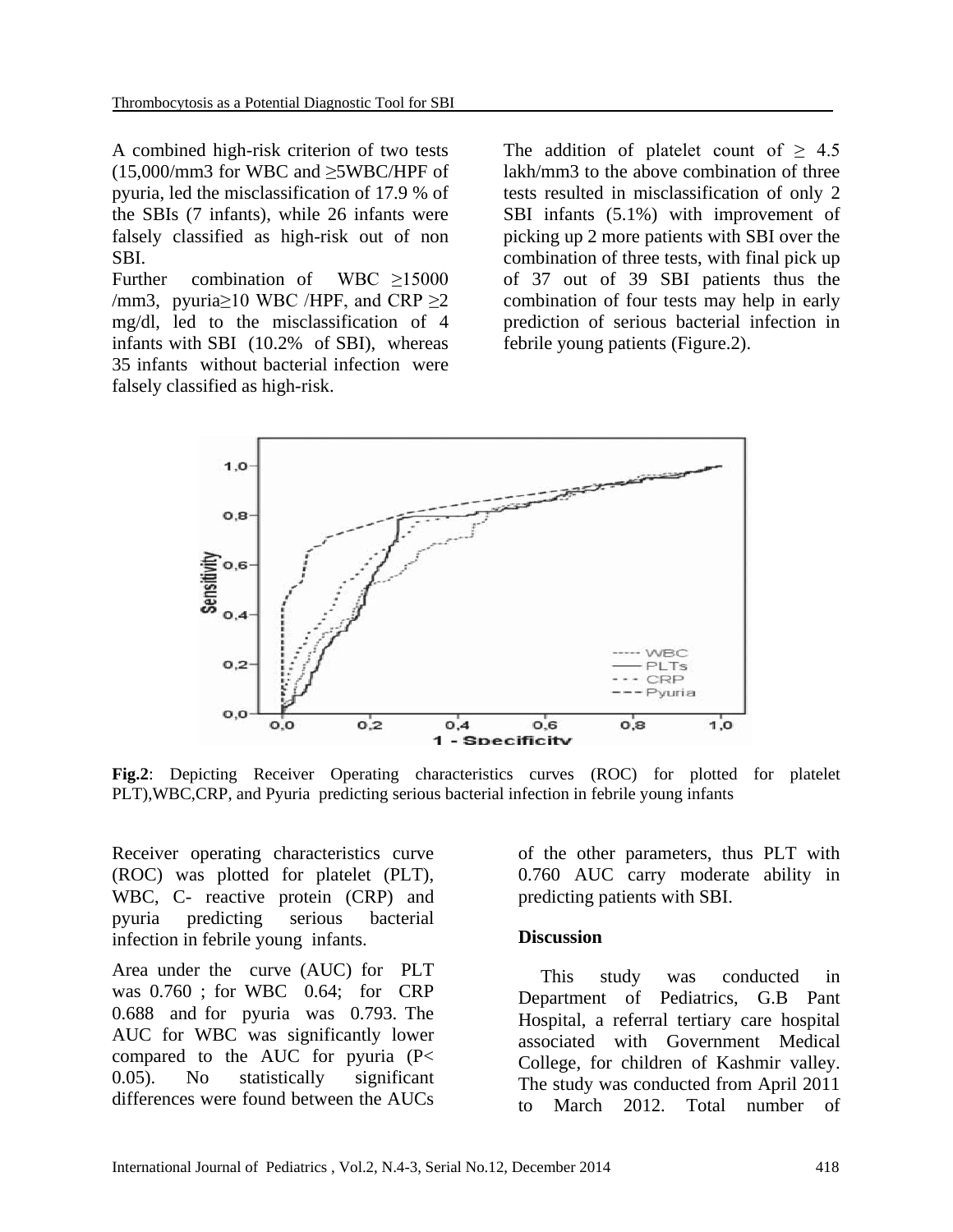A combined high-risk criterion of two tests (15,000/mm3 for WBC and ≥5WBC/HPF of pyuria, led the misclassification of 17.9 % of the SBIs (7 infants), while 26 infants were falsely classified as high-risk out of non SBI.

Further combination of WBC ≥15000 /mm3, pyuria≥10 WBC /HPF, and CRP ≥2 mg/dl, led to the misclassification of 4 infants with SBI (10.2% of SBI), whereas 35 infants without bacterial infection were falsely classified as high-risk.

The addition of platelet count of ≥ 4.5 lakh/mm3 to the above combination of three tests resulted in misclassification of only 2 SBI infants (5.1%) with improvement of picking up 2 more patients with SBI over the combination of three tests, with final pick up of 37 out of 39 SBI patients thus the combination of four tests may help in early prediction of serious bacterial infection in febrile young patients (Figure.2).

**Fig.2**: Depicting Receiver Operating characteristics curves (ROC) for plotted for platelet PLT),WBC,CRP, and Pyuria predicting serious bacterial infection in febrile young infants

Receiver operating characteristics curve (ROC) was plotted for platelet (PLT), WBC, C- reactive protein (CRP) and pyuria predicting serious bacterial infection in febrile young infants.

Area under the curve (AUC) for PLT was 0.760 ; for WBC 0.64; for CRP 0.688 and for pyuria was 0.793. The AUC for WBC was significantly lower compared to the AUC for pyuria (P< 0.05). No statistically significant differences were found between the AUCs of the other parameters, thus PLT with 0.760 AUC carry moderate ability in predicting patients with SBI.

## Discussion

This study was conducted in Department of Pediatrics, G.B Pant Hospital, a referral tertiary care hospital associated with Government Medical College, for children of Kashmir valley. The study was conducted from April 2011 to March 2012. Total number of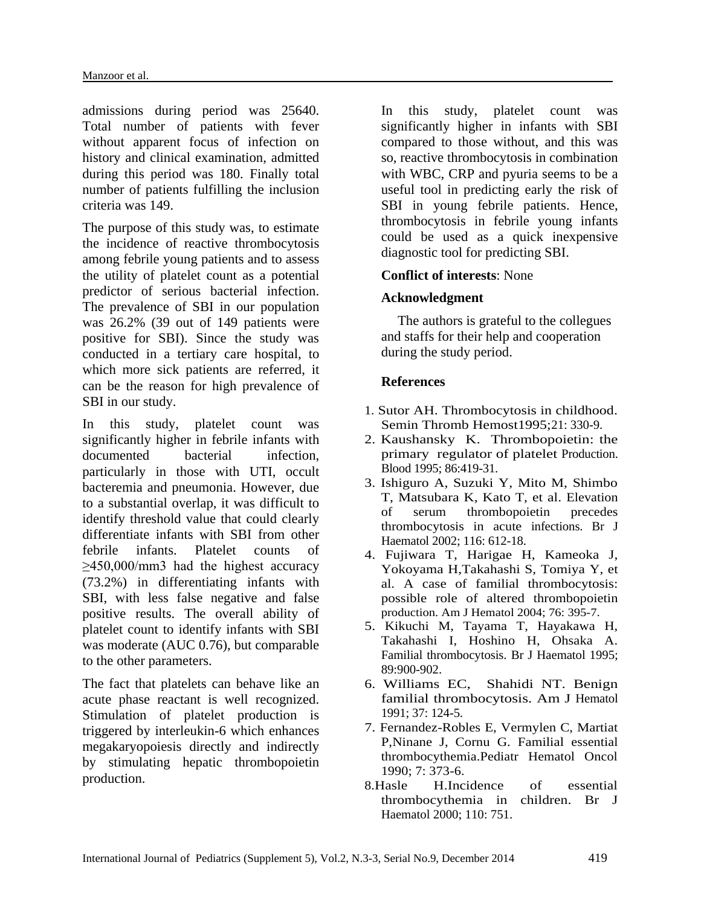admissions during period was 25640. Total number of patients with fever without apparent focus of infection on history and clinical examination, admitted during this period was 180. Finally total number of patients fulfilling the inclusion criteria was 149.

The purpose of this study was, to estimate the incidence of reactive thrombocytosis among febrile young patients and to assess the utility of platelet count as a potential predictor of serious bacterial infection. The prevalence of SBI in our population was 26.2% (39 out of 149 patients were positive for SBI). Since the study was conducted in a tertiary care hospital, to which more sick patients are referred, it can be the reason for high prevalence of SBI in our study.

In this study, platelet count was significantly higher in febrile infants with documented bacterial infection, particularly in those with UTI, occult bacteremia and pneumonia. However, due to a substantial overlap, it was difficult to identify threshold value that could clearly differentiate infants with SBI from other febrile infants. Platelet counts of ≥450,000/mm3 had the highest accuracy (73.2%) in differentiating infants with SBI, with less false negative and false positive results. The overall ability of platelet count to identify infants with SBI was moderate (AUC 0.76), but comparable to the other parameters.

The fact that platelets can behave like an acute phase reactant is well recognized. Stimulation of platelet production is triggered by interleukin-6 which enhances megakaryopoiesis directly and indirectly by stimulating hepatic thrombopoietin production.

In this study, platelet count was significantly higher in infants with SBI compared to those without, and this was so, reactive thrombocytosis in combination with WBC, CRP and pyuria seems to be a useful tool in predicting early the risk of SBI in young febrile patients. Hence, thrombocytosis in febrile young infants could be used as a quick inexpensive diagnostic tool for predicting SBI.

**Conflict of interests**: None

**Acknowledgment**

The authors is grateful to the collegues and staffs for their help and cooperation during the study period.

**References**

1. Sutor AH. Thrombocytosis in childhood. Semin Thromb Hemost1995;21: 330-9.
2. Kaushansky K. Thrombopoietin: the primary regulator of platelet Production. Blood 1995; 86:419-31.
3. Ishiguro A, Suzuki Y, Mito M, Shimbo T, Matsubara K, Kato T, et al. Elevation of serum thrombopoietin precedes thrombocytosis in acute infections. Br J Haematol 2002; 116: 612-18.
4. Fujiwara T, Harigae H, Kameoka J, Yokoyama H,Takahashi S, Tomiya Y, et al. A case of familial thrombocytosis: possible role of altered thrombopoietin production. Am J Hematol 2004; 76: 395-7.
5. Kikuchi M, Tayama T, Hayakawa H, Takahashi I, Hoshino H, Ohsaka A. Familial thrombocytosis. Br J Haematol 1995; 89:900-902.
6. Williams EC, Shahidi NT. Benign familial thrombocytosis. Am J Hematol 1991; 37: 124-5.
7. Fernandez-Robles E, Vermylen C, Martiat P,Ninane J, Cornu G. Familial essential thrombocythemia.Pediatr Hematol Oncol 1990; 7: 373-6.
8. Hasle H.Incidence of essential thrombocythemia in children. Br J Haematol 2000; 110: 751.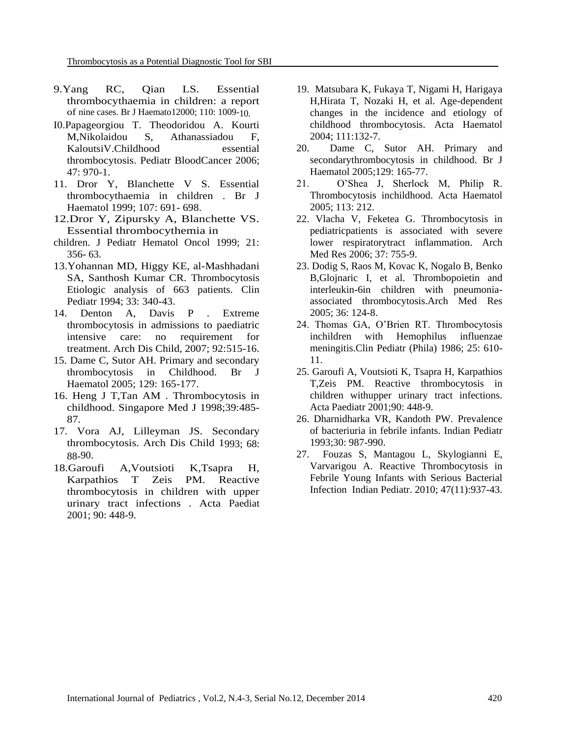9. Yang RC, Qian LS. Essential thrombocythaemia in children: a report of nine cases. Br J Haemato12000; 110: 1009-10.

I0. Papageorgiou T. Theodoridou A. Kourti M,Nikolaidou S, Athanassiadou F, KaloutsiV.Childhood essential thrombocytosis. Pediatr BloodCancer 2006; 47: 970-1.

11. Dror Y, Blanchette V S. Essential thrombocythaemia in children . Br J Haematol 1999; 107: 691- 698.

12. Dror Y, Zipursky A, Blanchette VS. Essential thrombocythemia in children. J Pediatr Hematol Oncol 1999; 21: 356- 63.

13. Yohannan MD, Higgy KE, al-Mashhadani SA, Santhosh Kumar CR. Thrombocytosis Etiologic analysis of 663 patients. Clin Pediatr 1994; 33: 340-43.

14. Denton A, Davis P . Extreme thrombocytosis in admissions to paediatric intensive care: no requirement for treatment. Arch Dis Child, 2007; 92:515-16.

15. Dame C, Sutor AH. Primary and secondary thrombocytosis in Childhood. Br J Haematol 2005; 129: 165-177.

16. Heng J T,Tan AM . Thrombocytosis in childhood. Singapore Med J 1998;39:485-87.

17. Vora AJ, Lilleyman JS. Secondary thrombocytosis. Arch Dis Child 1993; 68: 88-90.

18. Garoufi A,Voutsioti K,Tsapra H, Karpathios T Zeis PM. Reactive thrombocytosis in children with upper urinary tract infections . Acta Paediat 2001; 90: 448-9.

19. Matsubara K, Fukaya T, Nigami H, Harigaya H,Hirata T, Nozaki H, et al. Age-dependent changes in the incidence and etiology of childhood thrombocytosis. Acta Haematol 2004; 111:132-7.

20. Dame C, Sutor AH. Primary and secondarythrombocytosis in childhood. Br J Haematol 2005;129: 165-77.

21. O'Shea J, Sherlock M, Philip R. Thrombocytosis inchildhood. Acta Haematol 2005; 113: 212.

22. Vlacha V, Feketea G. Thrombocytosis in pediatricpatients is associated with severe lower respiratorytract inflammation. Arch Med Res 2006; 37: 755-9.

23. Dodig S, Raos M, Kovac K, Nogalo B, Benko B,Glojnaric I, et al. Thrombopoietin and interleukin-6in children with pneumonia-associated thrombocytosis.Arch Med Res 2005; 36: 124-8.

24. Thomas GA, O'Brien RT. Thrombocytosis inchildren with Hemophilus influenzae meningitis.Clin Pediatr (Phila) 1986; 25: 610-11.

25. Garoufi A, Voutsioti K, Tsapra H, Karpathios T,Zeis PM. Reactive thrombocytosis in children withupper urinary tract infections. Acta Paediatr 2001;90: 448-9.

26. Dharnidharka VR, Kandoth PW. Prevalence of bacteriuria in febrile infants. Indian Pediatr 1993;30: 987-990.

27. Fouzas S, Mantagou L, Skylogianni E, Varvarigou A. Reactive Thrombocytosis in Febrile Young Infants with Serious Bacterial Infection Indian Pediatr. 2010; 47(11):937-43.